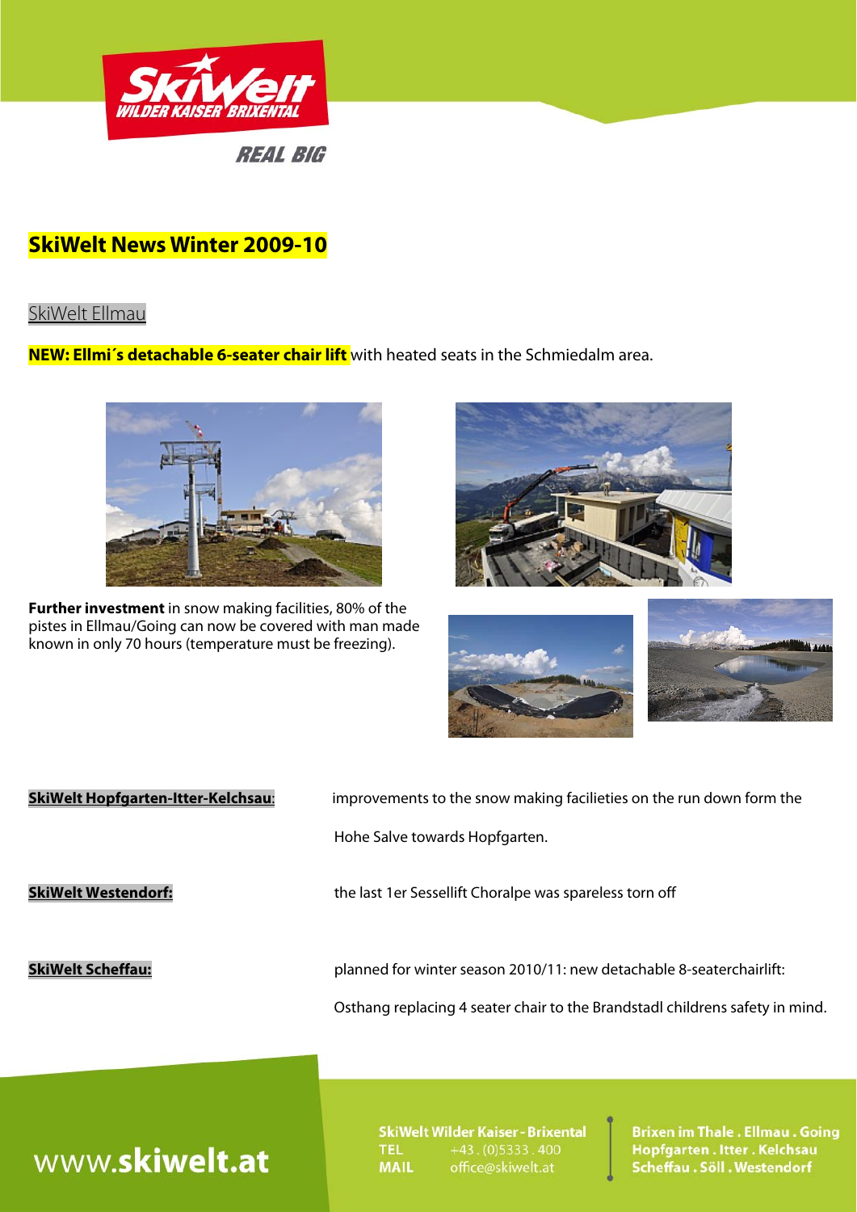SkiWelt WILDER KAISER BRIXENTAL

REAL BIG

# SkiWelt News Winter 2009-10

## SkiWelt Ellmau

**NEW: Ellmi´s detachable 6-seater chair lift** with heated seats in the Schmiedalm area.

**Further investment** in snow making facilities, 80% of the pistes in Ellmau/Going can now be covered with man made known in only 70 hours (temperature must be freezing).

**SkiWelt Hopfgarten-Itter-Kelchsau**: improvements to the snow making facilieties on the run down form the Hohe Salve towards Hopfgarten.

**SkiWelt Westendorf:** the last 1er Sessellift Choralpe was spareless torn off

**SkiWelt Scheffau:** planned for winter season 2010/11: new detachable 8-seaterchairlift: Osthang replacing 4 seater chair to the Brandstadl childrens safety in mind.

www.**skiwelt.at**

SkiWelt Wilder Kaiser - Brixental
TEL +43 . (0)5333 . 400
MAIL office@skiwelt.at

Brixen im Thale . Ellmau . Going
Hopfgarten . Itter . Kelchsau
Scheffau . Söll . Westendorf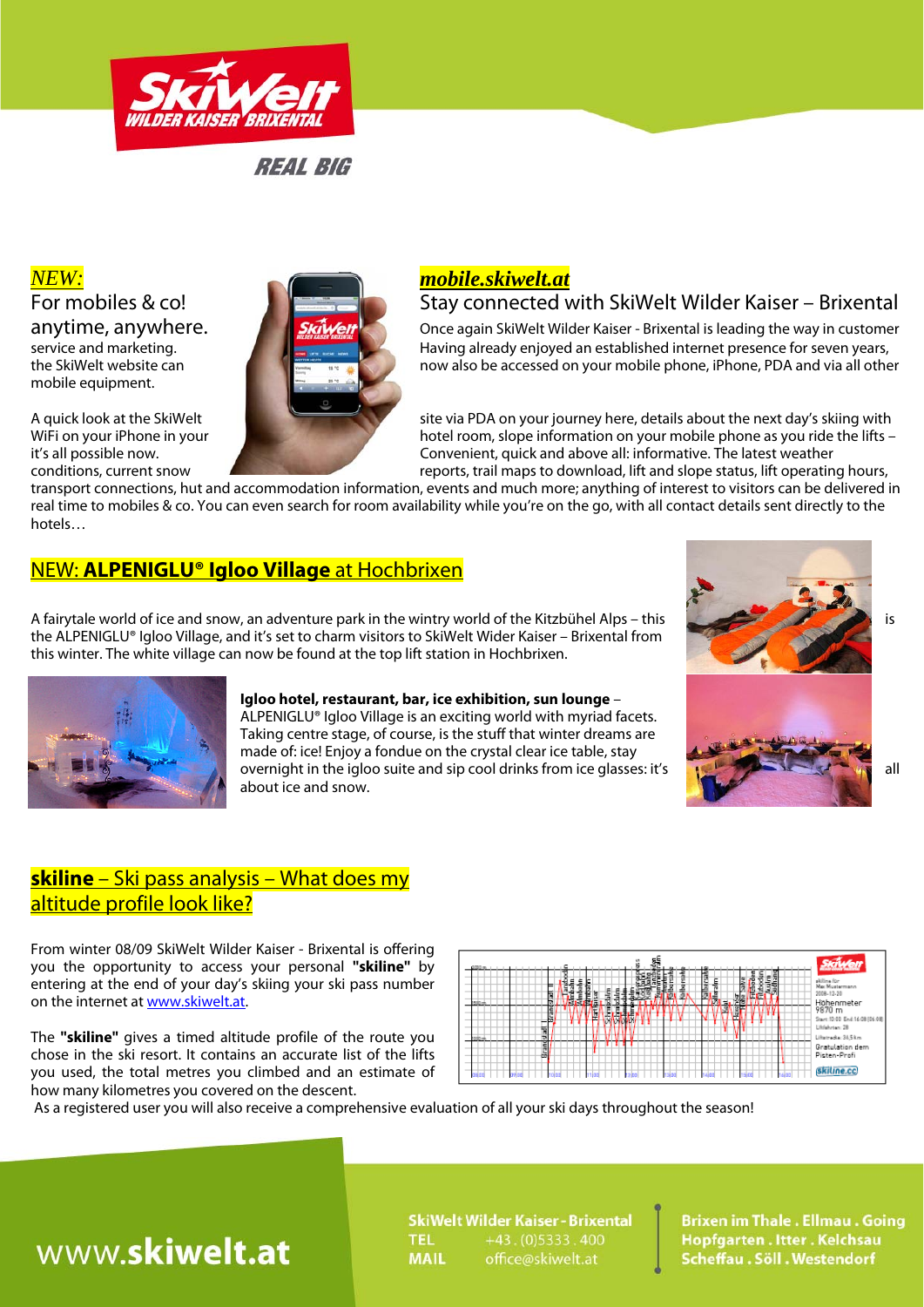*NEW:*

For mobiles & co!
anytime, anywhere.

## *mobile.skiwelt.at*

Stay connected with SkiWelt Wilder Kaiser – Brixental

Once again SkiWelt Wilder Kaiser - Brixental is leading the way in customer service and marketing. Having already enjoyed an established internet presence for seven years, the SkiWelt website can now also be accessed on your mobile phone, iPhone, PDA and via all other mobile equipment.

A quick look at the SkiWelt site via PDA on your journey here, details about the next day's skiing with WiFi on your iPhone in your hotel room, slope information on your mobile phone as you ride the lifts – it's all possible now. Convenient, quick and above all: informative. The latest weather conditions, current snow reports, trail maps to download, lift and slope status, lift operating hours, transport connections, hut and accommodation information, events and much more; anything of interest to visitors can be delivered in real time to mobiles & co. You can even search for room availability while you're on the go, with all contact details sent directly to the hotels…

## NEW: **ALPENIGLU® Igloo Village** at Hochbrixen

A fairytale world of ice and snow, an adventure park in the wintry world of the Kitzbühel Alps – this is the ALPENIGLU® Igloo Village, and it's set to charm visitors to SkiWelt Wider Kaiser – Brixental from this winter. The white village can now be found at the top lift station in Hochbrixen.

**Igloo hotel, restaurant, bar, ice exhibition, sun lounge** – ALPENIGLU® Igloo Village is an exciting world with myriad facets. Taking centre stage, of course, is the stuff that winter dreams are made of: ice! Enjoy a fondue on the crystal clear ice table, stay overnight in the igloo suite and sip cool drinks from ice glasses: it's all about ice and snow.

## **skiline** – Ski pass analysis – What does my altitude profile look like?

From winter 08/09 SkiWelt Wilder Kaiser - Brixental is offering you the opportunity to access your personal **"skiline"** by entering at the end of your day's skiing your ski pass number on the internet at www.skiwelt.at.

The **"skiline"** gives a timed altitude profile of the route you chose in the ski resort. It contains an accurate list of the lifts you used, the total metres you climbed and an estimate of how many kilometres you covered on the descent.

As a registered user you will also receive a comprehensive evaluation of all your ski days throughout the season!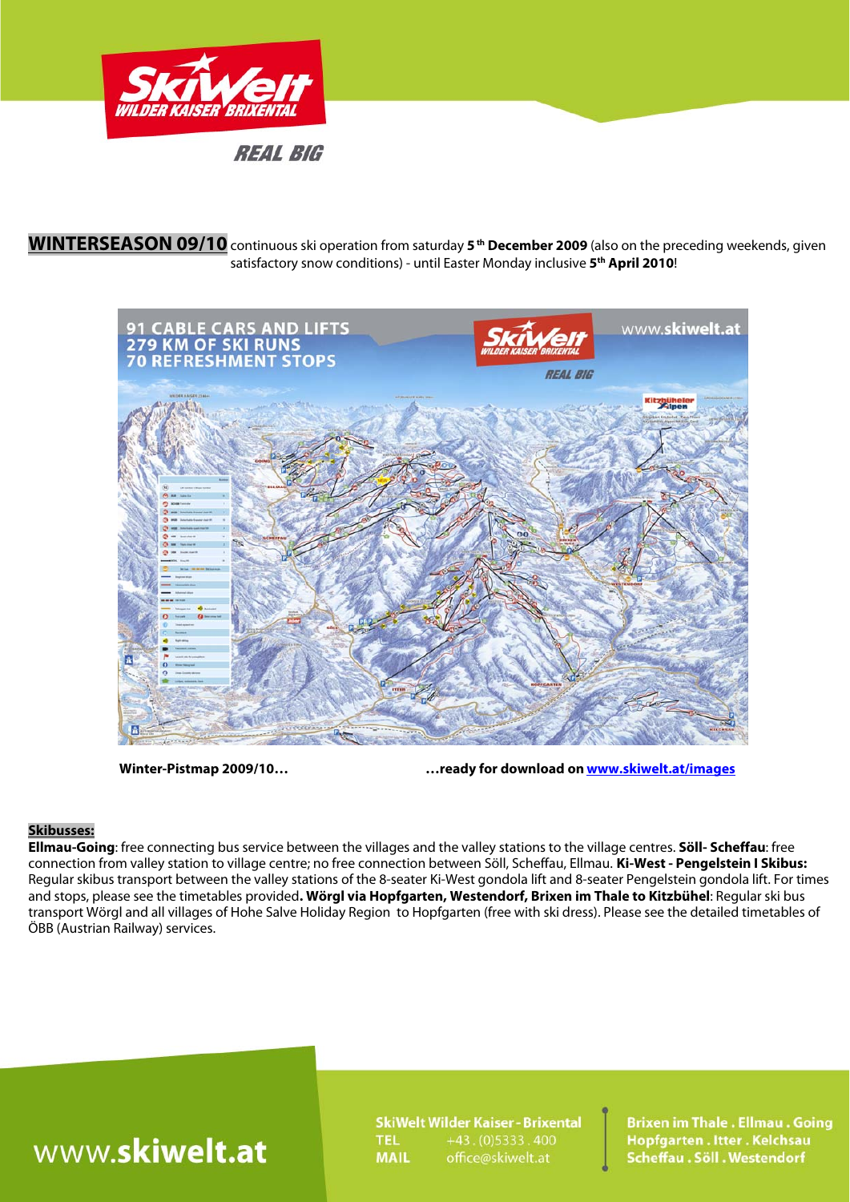SkiWelt WILDER KAISER BRIXENTAL

REAL BIG

**WINTERSEASON 09/10** continuous ski operation from saturday **5th December 2009** (also on the preceding weekends, given satisfactory snow conditions) - until Easter Monday inclusive **5th April 2010**!

91 CABLE CARS AND LIFTS
279 KM OF SKI RUNS
70 REFRESHMENT STOPS

**Winter-Pistmap 2009/10…** **…ready for download on [www.skiwelt.at/images](www.skiwelt.at/images)**

**Skibusses:**

**Ellmau-Going**: free connecting bus service between the villages and the valley stations to the village centres. **Söll- Scheffau**: free connection from valley station to village centre; no free connection between Söll, Scheffau, Ellmau. **Ki-West - Pengelstein I Skibus:** Regular skibus transport between the valley stations of the 8-seater Ki-West gondola lift and 8-seater Pengelstein gondola lift. For times and stops, please see the timetables provided**. Wörgl via Hopfgarten, Westendorf, Brixen im Thale to Kitzbühel**: Regular ski bus transport Wörgl and all villages of Hohe Salve Holiday Region to Hopfgarten (free with ski dress). Please see the detailed timetables of ÖBB (Austrian Railway) services.

www.**skiwelt.at**

**SkiWelt Wilder Kaiser - Brixental**
**TEL** +43 . (0)5333 . 400
**MAIL** office@skiwelt.at

**Brixen im Thale . Ellmau . Going**
**Hopfgarten . Itter . Kelchsau**
**Scheffau . Söll . Westendorf**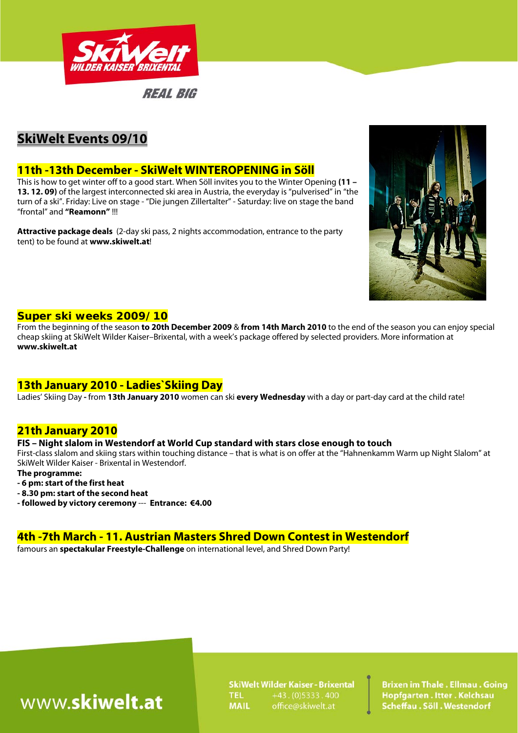SkiWelt WILDER KAISER BRIXENTAL

REAL BIG

# SkiWelt Events 09/10

## 11th -13th December - SkiWelt WINTEROPENING in Söll

This is how to get winter off to a good start. When Söll invites you to the Winter Opening **(11 – 13. 12. 09)** of the largest interconnected ski area in Austria, the everyday is "pulverised" in "the turn of a ski". Friday: Live on stage - "Die jungen Zillertalter" - Saturday: live on stage the band "frontal" and **"Reamonn"** !!!

**Attractive package deals** (2-day ski pass, 2 nights accommodation, entrance to the party tent) to be found at **www.skiwelt.at**!

## Super ski weeks 2009/ 10

From the beginning of the season **to 20th December 2009** & **from 14th March 2010** to the end of the season you can enjoy special cheap skiing at SkiWelt Wilder Kaiser–Brixental, with a week's package offered by selected providers. More information at **www.skiwelt.at**

## 13th January 2010 - Ladies`Skiing Day

Ladies' Skiing Day **-** from **13th January 2010** women can ski **every Wednesday** with a day or part-day card at the child rate!

## 21th January 2010

**FIS – Night slalom in Westendorf at World Cup standard with stars close enough to touch**

First-class slalom and skiing stars within touching distance – that is what is on offer at the "Hahnenkamm Warm up Night Slalom" at SkiWelt Wilder Kaiser - Brixental in Westendorf.

**The programme:**

**- 6 pm: start of the first heat**

**- 8.30 pm: start of the second heat**

**- followed by victory ceremony** --- **Entrance: €4.00**

## 4th -7th March - 11. Austrian Masters Shred Down Contest in Westendorf

famours an **spectakular Freestyle-Challenge** on international level, and Shred Down Party!

www.**skiwelt.at**

**SkiWelt Wilder Kaiser - Brixental**
**TEL** +43 . (0)5333 . 400
**MAIL** office@skiwelt.at

**Brixen im Thale . Ellmau . Going**
**Hopfgarten . Itter . Kelchsau**
**Scheffau . Söll . Westendorf**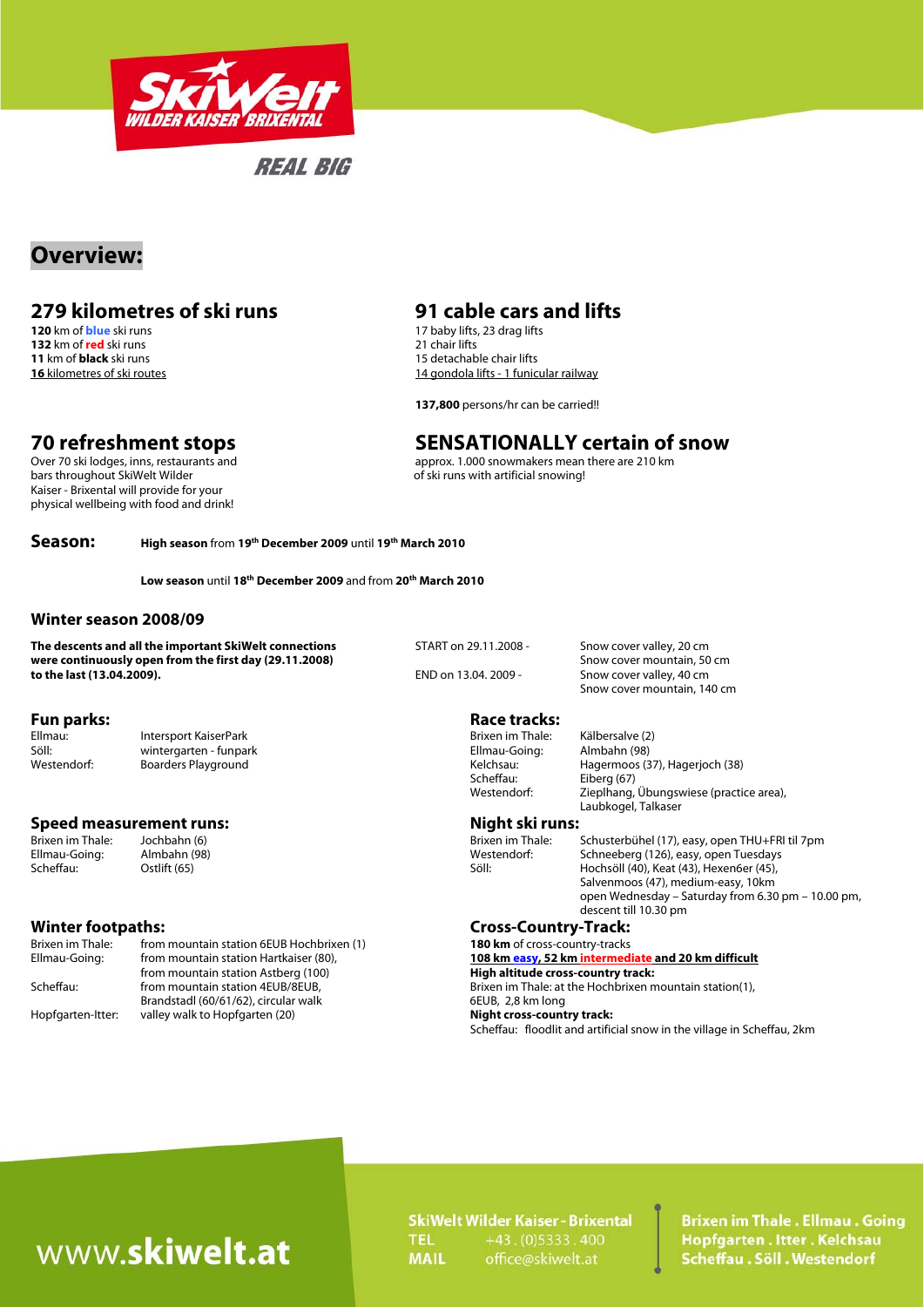SkiWelt
WILDER KAISER BRIXENTAL

REAL BIG

# Overview:

## 279 kilometres of ski runs

**120** km of **blue** ski runs
**132** km of **red** ski runs
**11** km of **black** ski runs
**16** kilometres of ski routes

## 91 cable cars and lifts

17 baby lifts, 23 drag lifts
21 chair lifts
15 detachable chair lifts
14 gondola lifts - 1 funicular railway

**137,800** persons/hr can be carried!!

## 70 refreshment stops

Over 70 ski lodges, inns, restaurants and bars throughout SkiWelt Wilder Kaiser - Brixental will provide for your physical wellbeing with food and drink!

## SENSATIONALLY certain of snow

approx. 1.000 snowmakers mean there are 210 km of ski runs with artificial snowing!

## Season:

**High season** from **19th December 2009** until **19th March 2010**

**Low season** until **18th December 2009** and from **20th March 2010**

### Winter season 2008/09

**The descents and all the important SkiWelt connections were continuously open from the first day (29.11.2008) to the last (13.04.2009).**

START on 29.11.2008 - Snow cover valley, 20 cm; Snow cover mountain, 50 cm

END on 13.04. 2009 - Snow cover valley, 40 cm; Snow cover mountain, 140 cm

### Fun parks:

| | |
|---|---|
| Ellmau: | Intersport KaiserPark |
| Söll: | wintergarten - funpark |
| Westendorf: | Boarders Playground |

### Speed measurement runs:

| | |
|---|---|
| Brixen im Thale: | Jochbahn (6) |
| Ellmau-Going: | Almbahn (98) |
| Scheffau: | Ostlift (65) |

### Winter footpaths:

| | |
|---|---|
| Brixen im Thale: | from mountain station 6EUB Hochbrixen (1) |
| Ellmau-Going: | from mountain station Hartkaiser (80), from mountain station Astberg (100) |
| Scheffau: | from mountain station 4EUB/8EUB, Brandstadl (60/61/62), circular walk |
| Hopfgarten-Itter: | valley walk to Hopfgarten (20) |

### Race tracks:

| | |
|---|---|
| Brixen im Thale: | Kälbersalve (2) |
| Ellmau-Going: | Almbahn (98) |
| Kelchsau: | Hagermoos (37), Hagerjoch (38) |
| Scheffau: | Eiberg (67) |
| Westendorf: | Zieplhang, Übungswiese (practice area), Laubkogel, Talkaser |

### Night ski runs:

| | |
|---|---|
| Brixen im Thale: | Schusterbühel (17), easy, open THU+FRI til 7pm |
| Westendorf: | Schneeberg (126), easy, open Tuesdays |
| Söll: | Hochsöll (40), Keat (43), Hexen6er (45), Salvenmoos (47), medium-easy, 10km open Wednesday – Saturday from 6.30 pm – 10.00 pm, descent till 10.30 pm |

### Cross-Country-Track:

**180 km** of cross-country-tracks
**108 km easy, 52 km intermediate and 20 km difficult**
**High altitude cross-country track:**
Brixen im Thale: at the Hochbrixen mountain station(1), 6EUB, 2,8 km long
**Night cross-country track:**
Scheffau: floodlit and artificial snow in the village in Scheffau, 2km

www.**skiwelt.at**

**SkiWelt Wilder Kaiser - Brixental**
TEL +43 . (0)5333 . 400
MAIL office@skiwelt.at

**Brixen im Thale . Ellmau . Going**
**Hopfgarten . Itter . Kelchsau**
**Scheffau . Söll . Westendorf**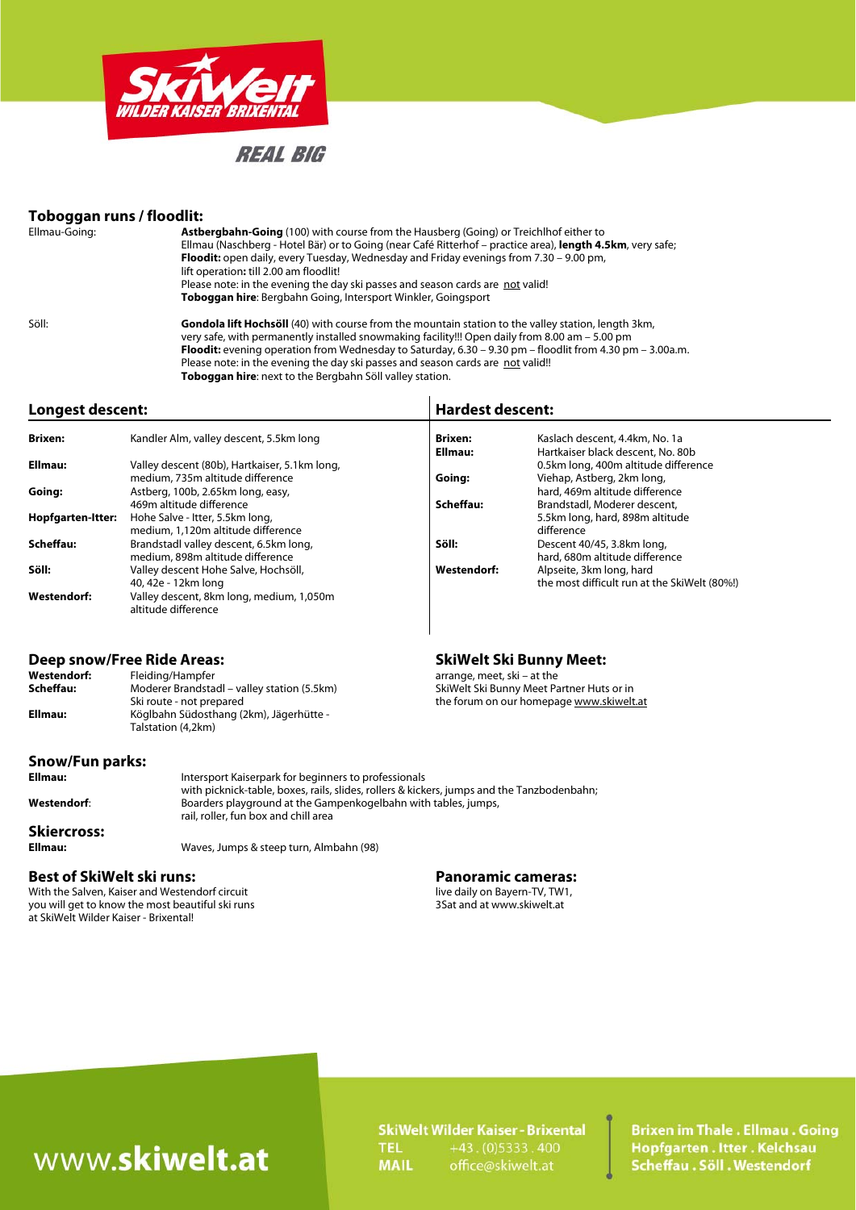REAL BIG

## Toboggan runs / floodlit:

**Ellmau-Going:**

**Astbergbahn-Going** (100) with course from the Hausberg (Going) or Treichlhof either to Ellmau (Naschberg - Hotel Bär) or to Going (near Café Ritterhof – practice area), **length 4.5km**, very safe;
**Floodit:** open daily, every Tuesday, Wednesday and Friday evenings from 7.30 – 9.00 pm,
lift operation**:** till 2.00 am floodlit!
Please note: in the evening the day ski passes and season cards are not valid!
**Toboggan hire**: Bergbahn Going, Intersport Winkler, Goingsport

**Söll:**

**Gondola lift Hochsöll** (40) with course from the mountain station to the valley station, length 3km, very safe, with permanently installed snowmaking facility!!! Open daily from 8.00 am – 5.00 pm
**Floodit:** evening operation from Wednesday to Saturday, 6.30 – 9.30 pm – floodlit from 4.30 pm – 3.00a.m.
Please note: in the evening the day ski passes and season cards are not valid!!
**Toboggan hire**: next to the Bergbahn Söll valley station.

## Longest descent:

| | |
|---|---|
| **Brixen:** | Kandler Alm, valley descent, 5.5km long |
| **Ellmau:** | Valley descent (80b), Hartkaiser, 5.1km long, medium, 735m altitude difference |
| **Going:** | Astberg, 100b, 2.65km long, easy, 469m altitude difference |
| **Hopfgarten-Itter:** | Hohe Salve - Itter, 5.5km long, medium, 1,120m altitude difference |
| **Scheffau:** | Brandstadl valley descent, 6.5km long, medium, 898m altitude difference |
| **Söll:** | Valley descent Hohe Salve, Hochsöll, 40, 42e - 12km long |
| **Westendorf:** | Valley descent, 8km long, medium, 1,050m altitude difference |

## Hardest descent:

| | |
|---|---|
| **Brixen:** | Kaslach descent, 4.4km, No. 1a |
| **Ellmau:** | Hartkaiser black descent, No. 80b 0.5km long, 400m altitude difference |
| **Going:** | Viehap, Astberg, 2km long, hard, 469m altitude difference |
| **Scheffau:** | Brandstadl, Moderer descent, 5.5km long, hard, 898m altitude difference |
| **Söll:** | Descent 40/45, 3.8km long, hard, 680m altitude difference |
| **Westendorf:** | Alpseite, 3km long, hard the most difficult run at the SkiWelt (80%!) |

## Deep snow/Free Ride Areas:

| | |
|---|---|
| **Westendorf:** | Fleiding/Hampfer |
| **Scheffau:** | Moderer Brandstadl – valley station (5.5km) Ski route - not prepared |
| **Ellmau:** | Köglbahn Südosthang (2km), Jägerhütte - Talstation (4,2km) |

## SkiWelt Ski Bunny Meet:

arrange, meet, ski – at the SkiWelt Ski Bunny Meet Partner Huts or in the forum on our homepage www.skiwelt.at

## Snow/Fun parks:

| | |
|---|---|
| **Ellmau:** | Intersport Kaiserpark for beginners to professionals with picknick-table, boxes, rails, slides, rollers & kickers, jumps and the Tanzbodenbahn; |
| **Westendorf**: | Boarders playground at the Gampenkogelbahn with tables, jumps, rail, roller, fun box and chill area |

## Skiercross:

**Ellmau:** Waves, Jumps & steep turn, Almbahn (98)

## Best of SkiWelt ski runs:

With the Salven, Kaiser and Westendorf circuit you will get to know the most beautiful ski runs at SkiWelt Wilder Kaiser - Brixental!

## Panoramic cameras:

live daily on Bayern-TV, TW1, 3Sat and at www.skiwelt.at

www.**skiwelt.at**

**SkiWelt Wilder Kaiser - Brixental**
**TEL** +43 . (0)5333 . 400
**MAIL** office@skiwelt.at

**Brixen im Thale . Ellmau . Going**
**Hopfgarten . Itter . Kelchsau**
**Scheffau . Söll . Westendorf**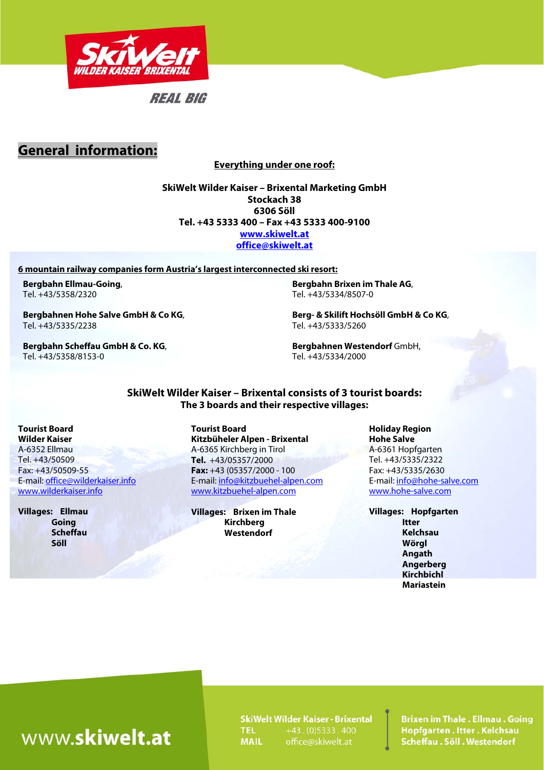## General information:

**Everything under one roof:**

**SkiWelt Wilder Kaiser – Brixental Marketing GmbH**
**Stockach 38**
**6306 Söll**
**Tel. +43 5333 400 – Fax +43 5333 400-9100**
**www.skiwelt.at**
**office@skiwelt.at**

**6 mountain railway companies form Austria's largest interconnected ski resort:**

**Bergbahn Ellmau-Going**,
Tel. +43/5358/2320

**Bergbahnen Hohe Salve GmbH & Co KG**,
Tel. +43/5335/2238

**Bergbahn Scheffau GmbH & Co. KG**,
Tel. +43/5358/8153-0

**Bergbahn Brixen im Thale AG**,
Tel. +43/5334/8507-0

**Berg- & Skilift Hochsöll GmbH & Co KG**,
Tel. +43/5333/5260

**Bergbahnen Westendorf** GmbH,
Tel. +43/5334/2000

**SkiWelt Wilder Kaiser – Brixental consists of 3 tourist boards:**
**The 3 boards and their respective villages:**

**Tourist Board**
**Wilder Kaiser**
A-6352 Ellmau
Tel. +43/50509
Fax: +43/50509-55
E-mail: office@wilderkaiser.info
www.wilderkaiser.info

**Villages:** **Ellmau**
**Going**
**Scheffau**
**Söll**

**Tourist Board**
**Kitzbüheler Alpen - Brixental**
A-6365 Kirchberg in Tirol
**Tel.** +43/05357/2000
**Fax:** +43 (05357/2000 - 100
E-mail: info@kitzbuehel-alpen.com
www.kitzbuehel-alpen.com

**Villages:** **Brixen im Thale**
**Kirchberg**
**Westendorf**

**Holiday Region**
**Hohe Salve**
A-6361 Hopfgarten
Tel. +43/5335/2322
Fax: +43/5335/2630
E-mail: info@hohe-salve.com
www.hohe-salve.com

**Villages:** **Hopfgarten**
**Itter**
**Kelchsau**
**Wörgl**
**Angath**
**Angerberg**
**Kirchbichl**
**Mariastein**